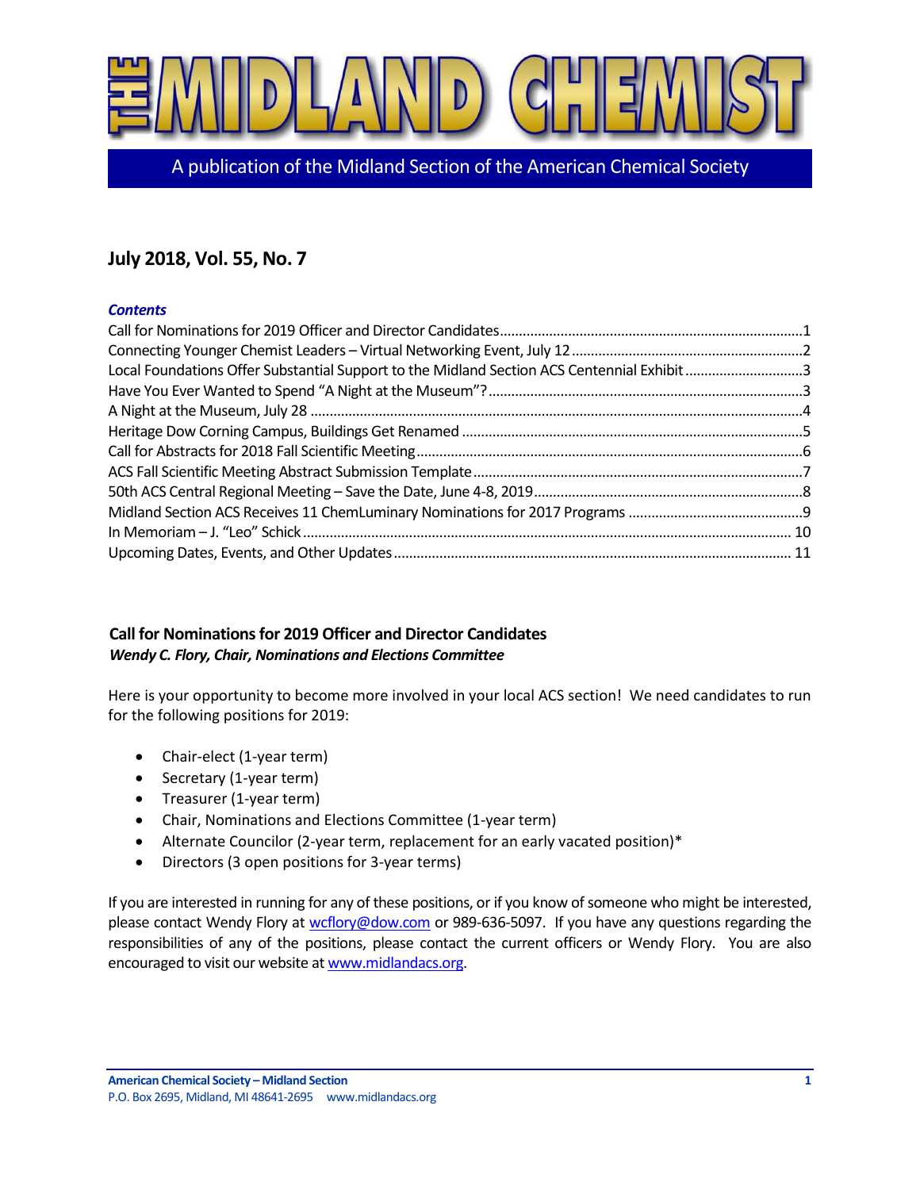# THE MIDLAND CHEMIST

A publication of the Midland Section of the American Chemical Society

## July 2018, Vol. 55, No. 7

***Contents***

Call for Nominations for 2019 Officer and Director Candidates....1
Connecting Younger Chemist Leaders – Virtual Networking Event, July 12....2
Local Foundations Offer Substantial Support to the Midland Section ACS Centennial Exhibit....3
Have You Ever Wanted to Spend "A Night at the Museum"?....3
A Night at the Museum, July 28....4
Heritage Dow Corning Campus, Buildings Get Renamed....5
Call for Abstracts for 2018 Fall Scientific Meeting....6
ACS Fall Scientific Meeting Abstract Submission Template....7
50th ACS Central Regional Meeting – Save the Date, June 4-8, 2019....8
Midland Section ACS Receives 11 ChemLuminary Nominations for 2017 Programs....9
In Memoriam – J. "Leo" Schick....10
Upcoming Dates, Events, and Other Updates....11

### Call for Nominations for 2019 Officer and Director Candidates

***Wendy C. Flory, Chair, Nominations and Elections Committee***

Here is your opportunity to become more involved in your local ACS section! We need candidates to run for the following positions for 2019:

- Chair-elect (1-year term)
- Secretary (1-year term)
- Treasurer (1-year term)
- Chair, Nominations and Elections Committee (1-year term)
- Alternate Councilor (2-year term, replacement for an early vacated position)*
- Directors (3 open positions for 3-year terms)

If you are interested in running for any of these positions, or if you know of someone who might be interested, please contact Wendy Flory at wcflory@dow.com or 989-636-5097. If you have any questions regarding the responsibilities of any of the positions, please contact the current officers or Wendy Flory. You are also encouraged to visit our website at www.midlandacs.org.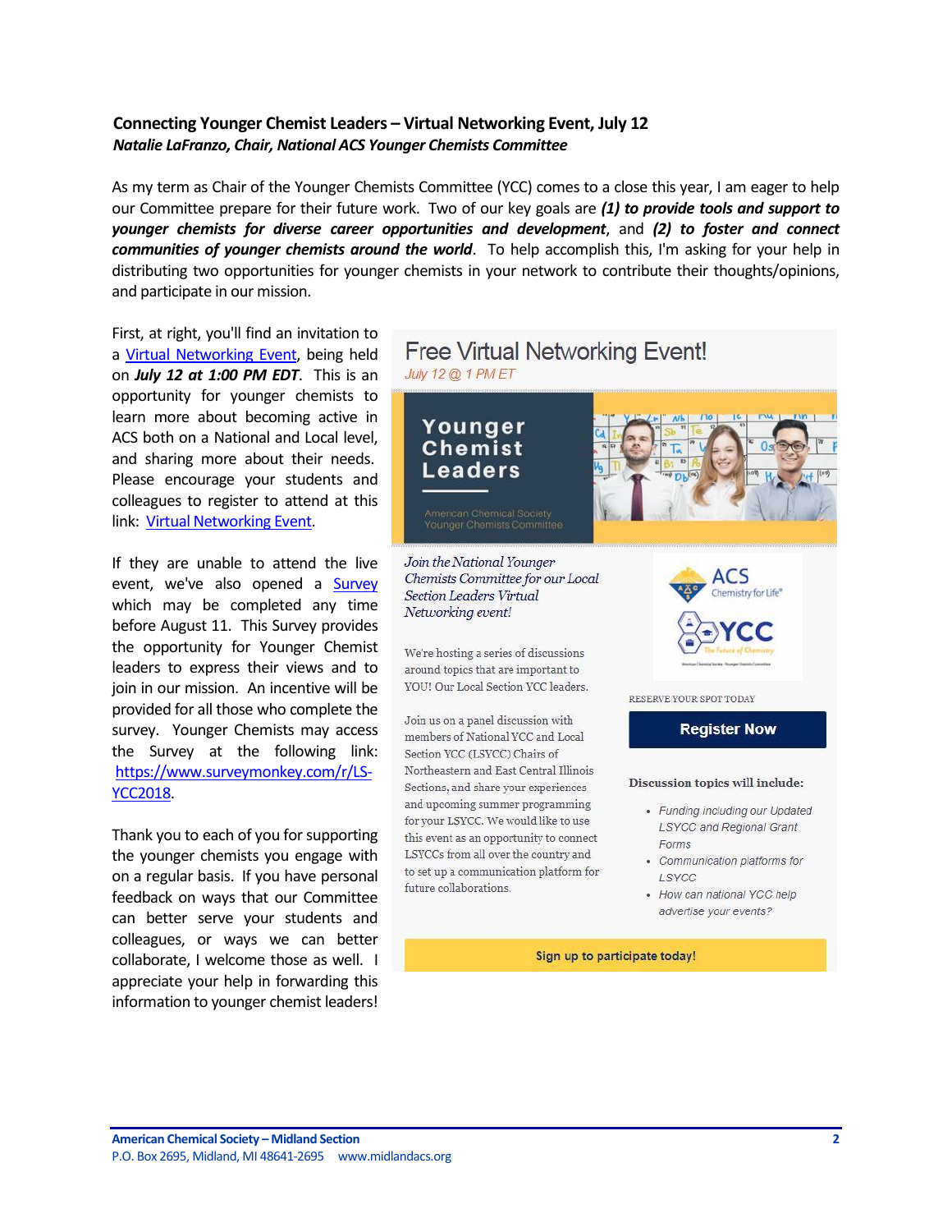**Connecting Younger Chemist Leaders – Virtual Networking Event, July 12**
***Natalie LaFranzo, Chair, National ACS Younger Chemists Committee***

As my term as Chair of the Younger Chemists Committee (YCC) comes to a close this year, I am eager to help our Committee prepare for their future work. Two of our key goals are ***(1) to provide tools and support to younger chemists for diverse career opportunities and development***, and ***(2) to foster and connect communities of younger chemists around the world***. To help accomplish this, I'm asking for your help in distributing two opportunities for younger chemists in your network to contribute their thoughts/opinions, and participate in our mission.

First, at right, you'll find an invitation to a Virtual Networking Event, being held on ***July 12 at 1:00 PM EDT***. This is an opportunity for younger chemists to learn more about becoming active in ACS both on a National and Local level, and sharing more about their needs. Please encourage your students and colleagues to register to attend at this link: Virtual Networking Event.

If they are unable to attend the live event, we've also opened a Survey which may be completed any time before August 11. This Survey provides the opportunity for Younger Chemist leaders to express their views and to join in our mission. An incentive will be provided for all those who complete the survey. Younger Chemists may access the Survey at the following link: https://www.surveymonkey.com/r/LS-YCC2018.

Thank you to each of you for supporting the younger chemists you engage with on a regular basis. If you have personal feedback on ways that our Committee can better serve your students and colleagues, or ways we can better collaborate, I welcome those as well. I appreciate your help in forwarding this information to younger chemist leaders!

## Free Virtual Networking Event!

*July 12 @ 1 PM ET*

**Younger Chemist Leaders**

American Chemical Society Younger Chemists Committee

*Join the National Younger Chemists Committee for our Local Section Leaders Virtual Networking event!*

We're hosting a series of discussions around topics that are important to YOU! Our Local Section YCC leaders.

Join us on a panel discussion with members of National YCC and Local Section YCC (LSYCC) Chairs of Northeastern and East Central Illinois Sections, and share your experiences and upcoming summer programming for your LSYCC. We would like to use this event as an opportunity to connect LSYCCs from all over the country and to set up a communication platform for future collaborations.

ACS Chemistry for Life®

YCC The Future of Chemistry

RESERVE YOUR SPOT TODAY

**Register Now**

**Discussion topics will include:**

- *Funding including our Updated LSYCC and Regional Grant Forms*
- *Communication platforms for LSYCC*
- *How can national YCC help advertise your events?*

**Sign up to participate today!**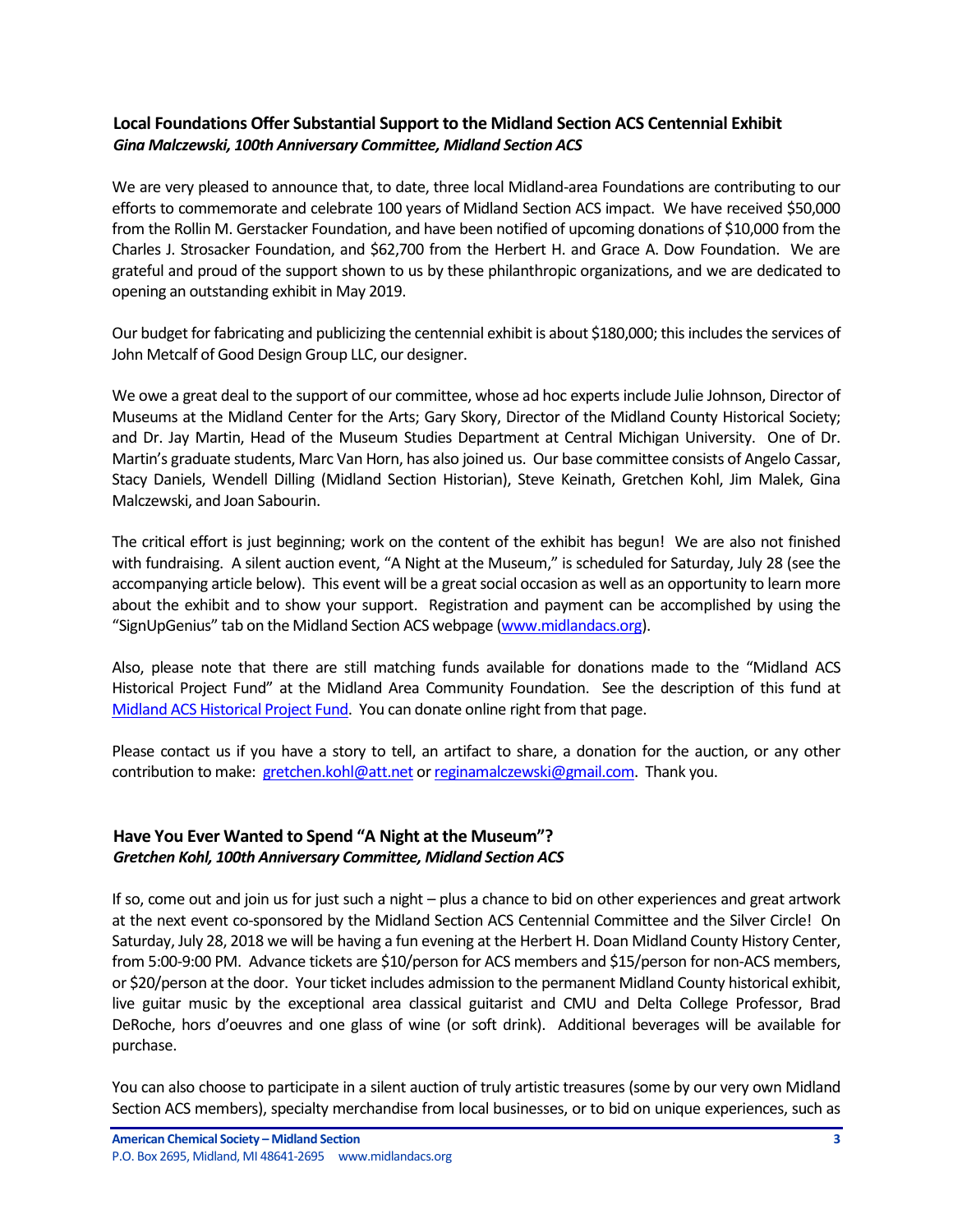### Local Foundations Offer Substantial Support to the Midland Section ACS Centennial Exhibit

***Gina Malczewski, 100th Anniversary Committee, Midland Section ACS***

We are very pleased to announce that, to date, three local Midland-area Foundations are contributing to our efforts to commemorate and celebrate 100 years of Midland Section ACS impact. We have received $50,000 from the Rollin M. Gerstacker Foundation, and have been notified of upcoming donations of $10,000 from the Charles J. Strosacker Foundation, and $62,700 from the Herbert H. and Grace A. Dow Foundation. We are grateful and proud of the support shown to us by these philanthropic organizations, and we are dedicated to opening an outstanding exhibit in May 2019.

Our budget for fabricating and publicizing the centennial exhibit is about $180,000; this includes the services of John Metcalf of Good Design Group LLC, our designer.

We owe a great deal to the support of our committee, whose ad hoc experts include Julie Johnson, Director of Museums at the Midland Center for the Arts; Gary Skory, Director of the Midland County Historical Society; and Dr. Jay Martin, Head of the Museum Studies Department at Central Michigan University. One of Dr. Martin's graduate students, Marc Van Horn, has also joined us. Our base committee consists of Angelo Cassar, Stacy Daniels, Wendell Dilling (Midland Section Historian), Steve Keinath, Gretchen Kohl, Jim Malek, Gina Malczewski, and Joan Sabourin.

The critical effort is just beginning; work on the content of the exhibit has begun! We are also not finished with fundraising. A silent auction event, "A Night at the Museum," is scheduled for Saturday, July 28 (see the accompanying article below). This event will be a great social occasion as well as an opportunity to learn more about the exhibit and to show your support. Registration and payment can be accomplished by using the "SignUpGenius" tab on the Midland Section ACS webpage (www.midlandacs.org).

Also, please note that there are still matching funds available for donations made to the "Midland ACS Historical Project Fund" at the Midland Area Community Foundation. See the description of this fund at Midland ACS Historical Project Fund. You can donate online right from that page.

Please contact us if you have a story to tell, an artifact to share, a donation for the auction, or any other contribution to make: gretchen.kohl@att.net or reginamalczewski@gmail.com. Thank you.

### Have You Ever Wanted to Spend "A Night at the Museum"?

***Gretchen Kohl, 100th Anniversary Committee, Midland Section ACS***

If so, come out and join us for just such a night – plus a chance to bid on other experiences and great artwork at the next event co-sponsored by the Midland Section ACS Centennial Committee and the Silver Circle! On Saturday, July 28, 2018 we will be having a fun evening at the Herbert H. Doan Midland County History Center, from 5:00-9:00 PM. Advance tickets are $10/person for ACS members and $15/person for non-ACS members, or $20/person at the door. Your ticket includes admission to the permanent Midland County historical exhibit, live guitar music by the exceptional area classical guitarist and CMU and Delta College Professor, Brad DeRoche, hors d'oeuvres and one glass of wine (or soft drink). Additional beverages will be available for purchase.

You can also choose to participate in a silent auction of truly artistic treasures (some by our very own Midland Section ACS members), specialty merchandise from local businesses, or to bid on unique experiences, such as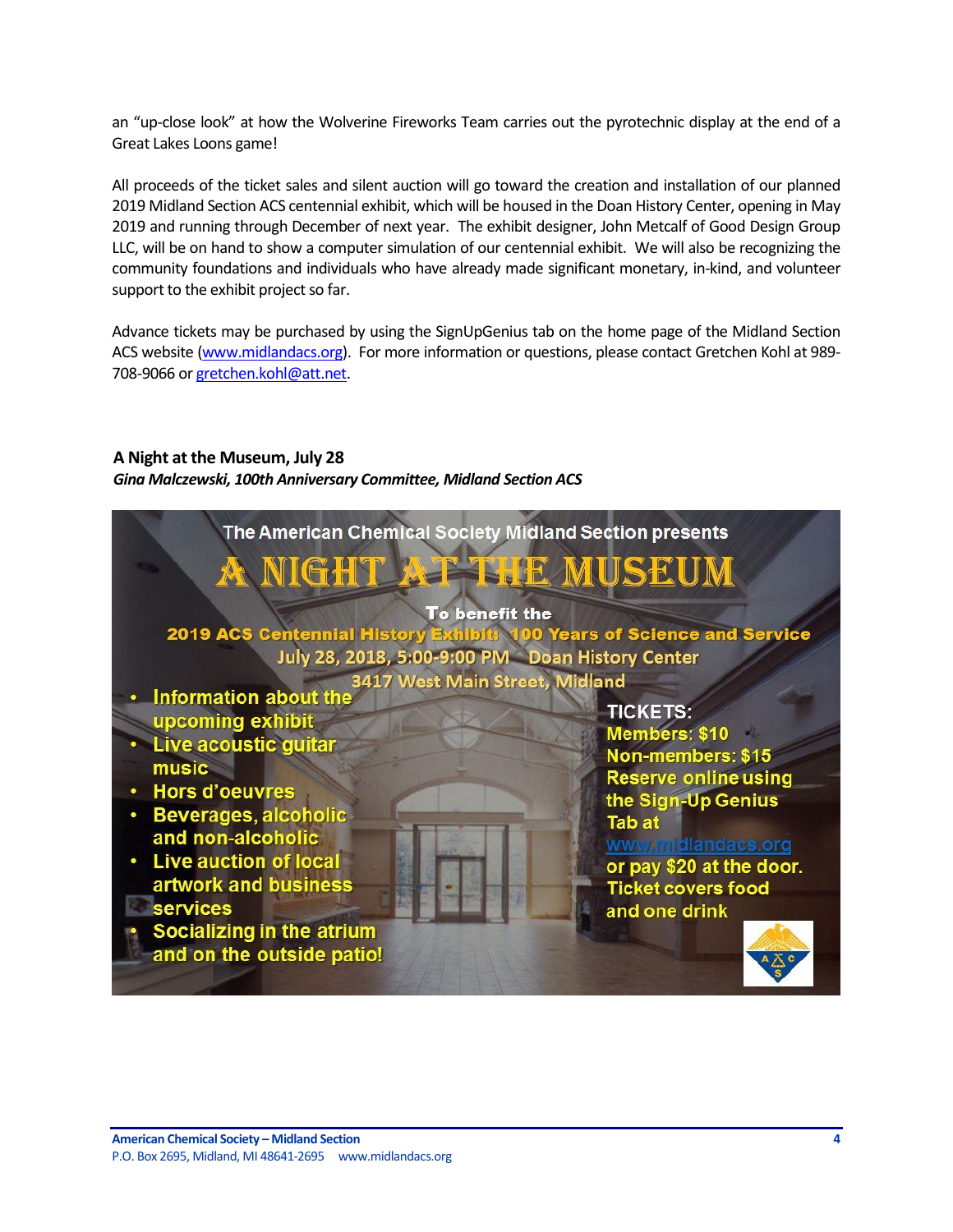an "up-close look" at how the Wolverine Fireworks Team carries out the pyrotechnic display at the end of a Great Lakes Loons game!

All proceeds of the ticket sales and silent auction will go toward the creation and installation of our planned 2019 Midland Section ACS centennial exhibit, which will be housed in the Doan History Center, opening in May 2019 and running through December of next year. The exhibit designer, John Metcalf of Good Design Group LLC, will be on hand to show a computer simulation of our centennial exhibit. We will also be recognizing the community foundations and individuals who have already made significant monetary, in-kind, and volunteer support to the exhibit project so far.

Advance tickets may be purchased by using the SignUpGenius tab on the home page of the Midland Section ACS website (www.midlandacs.org). For more information or questions, please contact Gretchen Kohl at 989-708-9066 or gretchen.kohl@att.net.

### A Night at the Museum, July 28

***Gina Malczewski, 100th Anniversary Committee, Midland Section ACS***

The American Chemical Society Midland Section presents

**A NIGHT AT THE MUSEUM**

To benefit the

2019 ACS Centennial History Exhibit: 100 Years of Science and Service

July 28, 2018, 5:00-9:00 PM Doan History Center

3417 West Main Street, Midland

- Information about the upcoming exhibit
- Live acoustic guitar music
- Hors d'oeuvres
- Beverages, alcoholic and non-alcoholic
- Live auction of local artwork and business services
- Socializing in the atrium and on the outside patio!

TICKETS:
Members: $10
Non-members: $15
Reserve online using the Sign-Up Genius Tab at www.midlandacs.org or pay $20 at the door.
Ticket covers food and one drink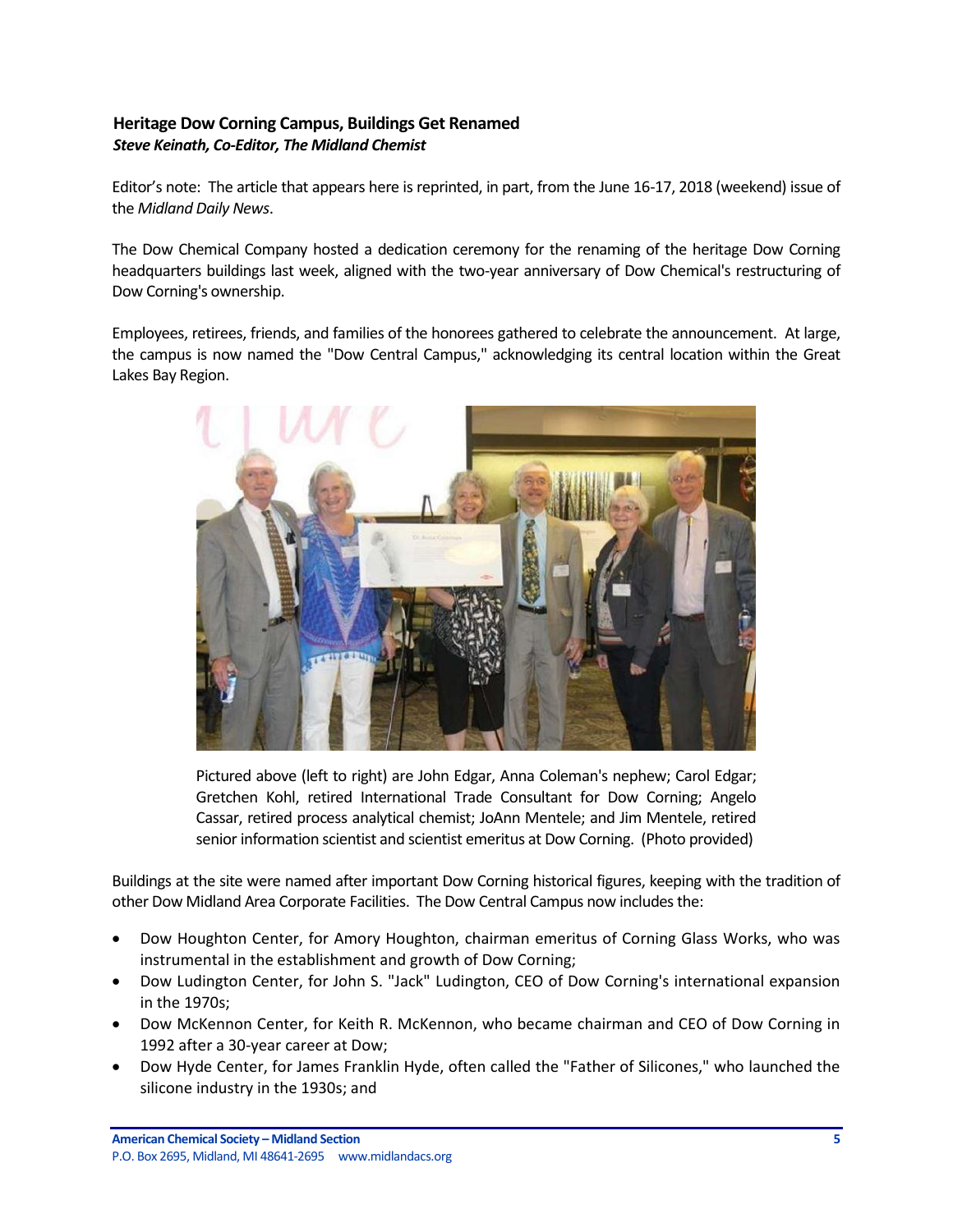### Heritage Dow Corning Campus, Buildings Get Renamed

***Steve Keinath, Co-Editor, The Midland Chemist***

Editor's note: The article that appears here is reprinted, in part, from the June 16-17, 2018 (weekend) issue of the *Midland Daily News*.

The Dow Chemical Company hosted a dedication ceremony for the renaming of the heritage Dow Corning headquarters buildings last week, aligned with the two-year anniversary of Dow Chemical's restructuring of Dow Corning's ownership.

Employees, retirees, friends, and families of the honorees gathered to celebrate the announcement. At large, the campus is now named the "Dow Central Campus," acknowledging its central location within the Great Lakes Bay Region.

Pictured above (left to right) are John Edgar, Anna Coleman's nephew; Carol Edgar; Gretchen Kohl, retired International Trade Consultant for Dow Corning; Angelo Cassar, retired process analytical chemist; JoAnn Mentele; and Jim Mentele, retired senior information scientist and scientist emeritus at Dow Corning. (Photo provided)

Buildings at the site were named after important Dow Corning historical figures, keeping with the tradition of other Dow Midland Area Corporate Facilities. The Dow Central Campus now includes the:

- Dow Houghton Center, for Amory Houghton, chairman emeritus of Corning Glass Works, who was instrumental in the establishment and growth of Dow Corning;
- Dow Ludington Center, for John S. "Jack" Ludington, CEO of Dow Corning's international expansion in the 1970s;
- Dow McKennon Center, for Keith R. McKennon, who became chairman and CEO of Dow Corning in 1992 after a 30-year career at Dow;
- Dow Hyde Center, for James Franklin Hyde, often called the "Father of Silicones," who launched the silicone industry in the 1930s; and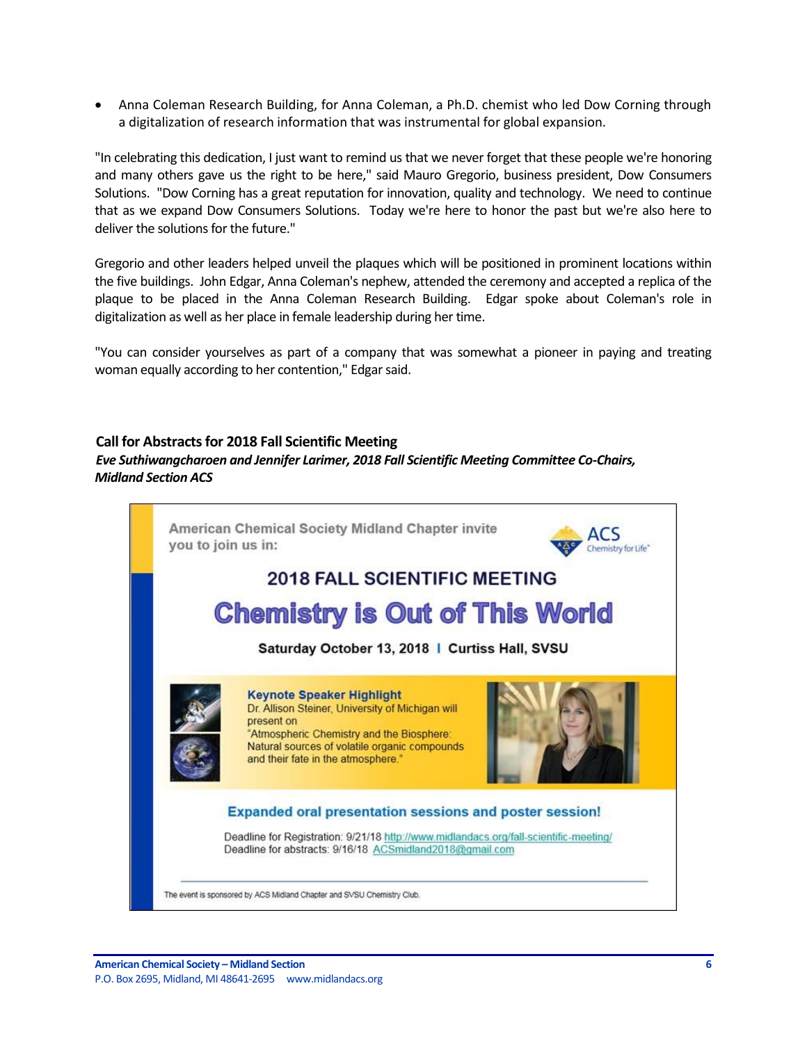- Anna Coleman Research Building, for Anna Coleman, a Ph.D. chemist who led Dow Corning through a digitalization of research information that was instrumental for global expansion.

"In celebrating this dedication, I just want to remind us that we never forget that these people we're honoring and many others gave us the right to be here," said Mauro Gregorio, business president, Dow Consumers Solutions. "Dow Corning has a great reputation for innovation, quality and technology. We need to continue that as we expand Dow Consumers Solutions. Today we're here to honor the past but we're also here to deliver the solutions for the future."

Gregorio and other leaders helped unveil the plaques which will be positioned in prominent locations within the five buildings. John Edgar, Anna Coleman's nephew, attended the ceremony and accepted a replica of the plaque to be placed in the Anna Coleman Research Building. Edgar spoke about Coleman's role in digitalization as well as her place in female leadership during her time.

"You can consider yourselves as part of a company that was somewhat a pioneer in paying and treating woman equally according to her contention," Edgar said.

## Call for Abstracts for 2018 Fall Scientific Meeting

***Eve Suthiwangcharoen and Jennifer Larimer, 2018 Fall Scientific Meeting Committee Co-Chairs, Midland Section ACS***

American Chemical Society Midland Chapter invite you to join us in:

ACS Chemistry for Life™

### 2018 FALL SCIENTIFIC MEETING

# Chemistry is Out of This World

**Saturday October 13, 2018 | Curtiss Hall, SVSU**

**Keynote Speaker Highlight**
Dr. Allison Steiner, University of Michigan will present on "Atmospheric Chemistry and the Biosphere: Natural sources of volatile organic compounds and their fate in the atmosphere."

**Expanded oral presentation sessions and poster session!**

Deadline for Registration: 9/21/18 http://www.midlandacs.org/fall-scientific-meeting/
Deadline for abstracts: 9/16/18 ACSmidland2018@gmail.com

The event is sponsored by ACS Midland Chapter and SVSU Chemistry Club.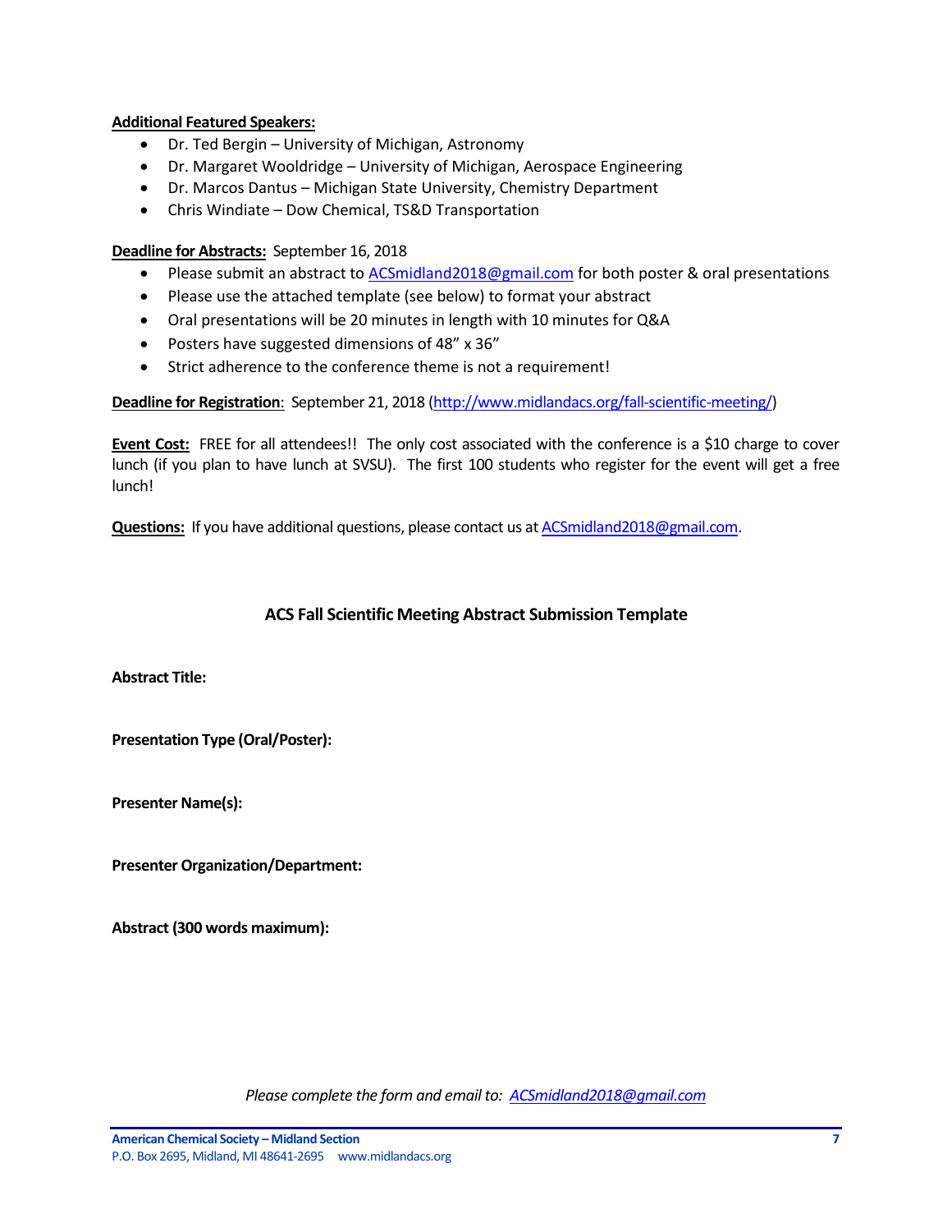**Additional Featured Speakers:**

- Dr. Ted Bergin – University of Michigan, Astronomy
- Dr. Margaret Wooldridge – University of Michigan, Aerospace Engineering
- Dr. Marcos Dantus – Michigan State University, Chemistry Department
- Chris Windiate – Dow Chemical, TS&D Transportation

**Deadline for Abstracts:** September 16, 2018

- Please submit an abstract to ACSmidland2018@gmail.com for both poster & oral presentations
- Please use the attached template (see below) to format your abstract
- Oral presentations will be 20 minutes in length with 10 minutes for Q&A
- Posters have suggested dimensions of 48" x 36"
- Strict adherence to the conference theme is not a requirement!

**Deadline for Registration**: September 21, 2018 (http://www.midlandacs.org/fall-scientific-meeting/)

**Event Cost:** FREE for all attendees!! The only cost associated with the conference is a $10 charge to cover lunch (if you plan to have lunch at SVSU). The first 100 students who register for the event will get a free lunch!

**Questions:** If you have additional questions, please contact us at ACSmidland2018@gmail.com.

## ACS Fall Scientific Meeting Abstract Submission Template

**Abstract Title:**

**Presentation Type (Oral/Poster):**

**Presenter Name(s):**

**Presenter Organization/Department:**

**Abstract (300 words maximum):**

*Please complete the form and email to: ACSmidland2018@gmail.com*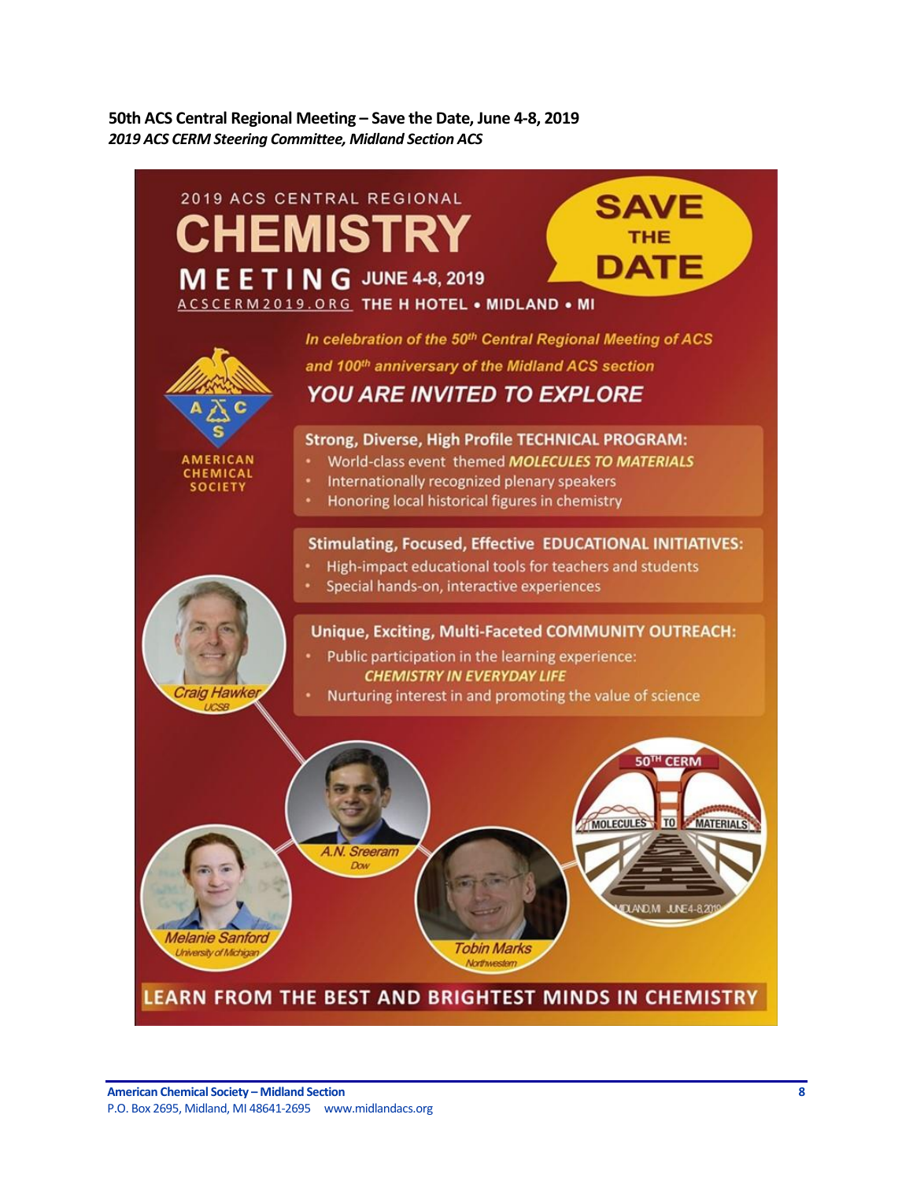**50th ACS Central Regional Meeting – Save the Date, June 4-8, 2019**

***2019 ACS CERM Steering Committee, Midland Section ACS***

2019 ACS CENTRAL REGIONAL

# CHEMISTRY MEETING

JUNE 4-8, 2019

ACSCERM2019.ORG THE H HOTEL • MIDLAND • MI

**SAVE THE DATE**

AMERICAN CHEMICAL SOCIETY

*In celebration of the 50th Central Regional Meeting of ACS and 100th anniversary of the Midland ACS section*

***YOU ARE INVITED TO EXPLORE***

**Strong, Diverse, High Profile TECHNICAL PROGRAM:**

- World-class event themed ***MOLECULES TO MATERIALS***
- Internationally recognized plenary speakers
- Honoring local historical figures in chemistry

**Stimulating, Focused, Effective EDUCATIONAL INITIATIVES:**

- High-impact educational tools for teachers and students
- Special hands-on, interactive experiences

**Unique, Exciting, Multi-Faceted COMMUNITY OUTREACH:**

- Public participation in the learning experience: ***CHEMISTRY IN EVERYDAY LIFE***
- Nurturing interest in and promoting the value of science

*Craig Hawker*, UCSB

*A.N. Sreeram*, Dow

*Melanie Sanford*, University of Michigan

*Tobin Marks*, Northwestern

50TH CERM — MOLECULES TO MATERIALS — CHEMISTRY — MIDLAND, MI JUNE 4-8, 2019

**LEARN FROM THE BEST AND BRIGHTEST MINDS IN CHEMISTRY**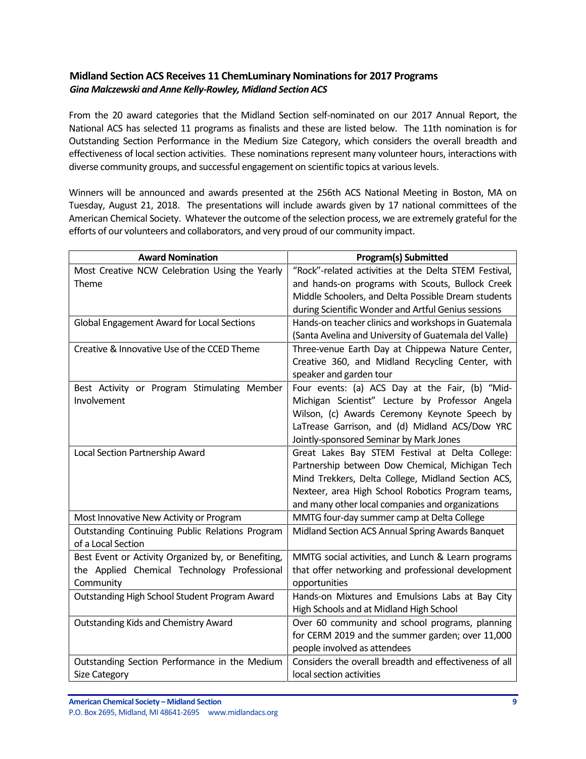## Midland Section ACS Receives 11 ChemLuminary Nominations for 2017 Programs

***Gina Malczewski and Anne Kelly-Rowley, Midland Section ACS***

From the 20 award categories that the Midland Section self-nominated on our 2017 Annual Report, the National ACS has selected 11 programs as finalists and these are listed below. The 11th nomination is for Outstanding Section Performance in the Medium Size Category, which considers the overall breadth and effectiveness of local section activities. These nominations represent many volunteer hours, interactions with diverse community groups, and successful engagement on scientific topics at various levels.

Winners will be announced and awards presented at the 256th ACS National Meeting in Boston, MA on Tuesday, August 21, 2018. The presentations will include awards given by 17 national committees of the American Chemical Society. Whatever the outcome of the selection process, we are extremely grateful for the efforts of our volunteers and collaborators, and very proud of our community impact.

| Award Nomination | Program(s) Submitted |
|---|---|
| Most Creative NCW Celebration Using the Yearly Theme | "Rock"-related activities at the Delta STEM Festival, and hands-on programs with Scouts, Bullock Creek Middle Schoolers, and Delta Possible Dream students during Scientific Wonder and Artful Genius sessions |
| Global Engagement Award for Local Sections | Hands-on teacher clinics and workshops in Guatemala (Santa Avelina and University of Guatemala del Valle) |
| Creative & Innovative Use of the CCED Theme | Three-venue Earth Day at Chippewa Nature Center, Creative 360, and Midland Recycling Center, with speaker and garden tour |
| Best Activity or Program Stimulating Member Involvement | Four events: (a) ACS Day at the Fair, (b) "Mid-Michigan Scientist" Lecture by Professor Angela Wilson, (c) Awards Ceremony Keynote Speech by LaTrease Garrison, and (d) Midland ACS/Dow YRC Jointly-sponsored Seminar by Mark Jones |
| Local Section Partnership Award | Great Lakes Bay STEM Festival at Delta College: Partnership between Dow Chemical, Michigan Tech Mind Trekkers, Delta College, Midland Section ACS, Nexteer, area High School Robotics Program teams, and many other local companies and organizations |
| Most Innovative New Activity or Program | MMTG four-day summer camp at Delta College |
| Outstanding Continuing Public Relations Program of a Local Section | Midland Section ACS Annual Spring Awards Banquet |
| Best Event or Activity Organized by, or Benefiting, the Applied Chemical Technology Professional Community | MMTG social activities, and Lunch & Learn programs that offer networking and professional development opportunities |
| Outstanding High School Student Program Award | Hands-on Mixtures and Emulsions Labs at Bay City High Schools and at Midland High School |
| Outstanding Kids and Chemistry Award | Over 60 community and school programs, planning for CERM 2019 and the summer garden; over 11,000 people involved as attendees |
| Outstanding Section Performance in the Medium Size Category | Considers the overall breadth and effectiveness of all local section activities |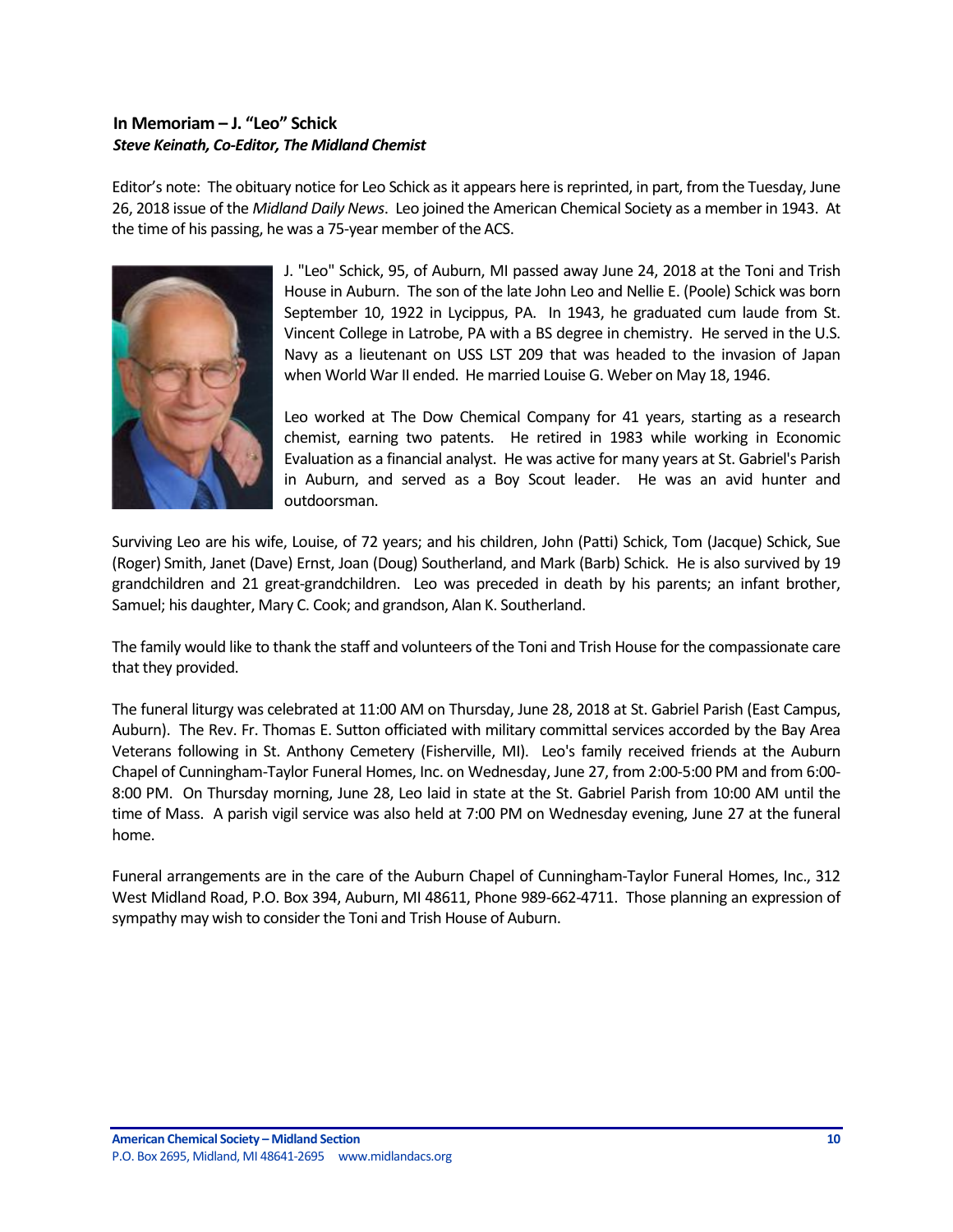### In Memoriam – J. "Leo" Schick

***Steve Keinath, Co-Editor, The Midland Chemist***

Editor's note: The obituary notice for Leo Schick as it appears here is reprinted, in part, from the Tuesday, June 26, 2018 issue of the *Midland Daily News*. Leo joined the American Chemical Society as a member in 1943. At the time of his passing, he was a 75-year member of the ACS.

J. "Leo" Schick, 95, of Auburn, MI passed away June 24, 2018 at the Toni and Trish House in Auburn. The son of the late John Leo and Nellie E. (Poole) Schick was born September 10, 1922 in Lycippus, PA. In 1943, he graduated cum laude from St. Vincent College in Latrobe, PA with a BS degree in chemistry. He served in the U.S. Navy as a lieutenant on USS LST 209 that was headed to the invasion of Japan when World War II ended. He married Louise G. Weber on May 18, 1946.

Leo worked at The Dow Chemical Company for 41 years, starting as a research chemist, earning two patents. He retired in 1983 while working in Economic Evaluation as a financial analyst. He was active for many years at St. Gabriel's Parish in Auburn, and served as a Boy Scout leader. He was an avid hunter and outdoorsman.

Surviving Leo are his wife, Louise, of 72 years; and his children, John (Patti) Schick, Tom (Jacque) Schick, Sue (Roger) Smith, Janet (Dave) Ernst, Joan (Doug) Southerland, and Mark (Barb) Schick. He is also survived by 19 grandchildren and 21 great-grandchildren. Leo was preceded in death by his parents; an infant brother, Samuel; his daughter, Mary C. Cook; and grandson, Alan K. Southerland.

The family would like to thank the staff and volunteers of the Toni and Trish House for the compassionate care that they provided.

The funeral liturgy was celebrated at 11:00 AM on Thursday, June 28, 2018 at St. Gabriel Parish (East Campus, Auburn). The Rev. Fr. Thomas E. Sutton officiated with military committal services accorded by the Bay Area Veterans following in St. Anthony Cemetery (Fisherville, MI). Leo's family received friends at the Auburn Chapel of Cunningham-Taylor Funeral Homes, Inc. on Wednesday, June 27, from 2:00-5:00 PM and from 6:00-8:00 PM. On Thursday morning, June 28, Leo laid in state at the St. Gabriel Parish from 10:00 AM until the time of Mass. A parish vigil service was also held at 7:00 PM on Wednesday evening, June 27 at the funeral home.

Funeral arrangements are in the care of the Auburn Chapel of Cunningham-Taylor Funeral Homes, Inc., 312 West Midland Road, P.O. Box 394, Auburn, MI 48611, Phone 989-662-4711. Those planning an expression of sympathy may wish to consider the Toni and Trish House of Auburn.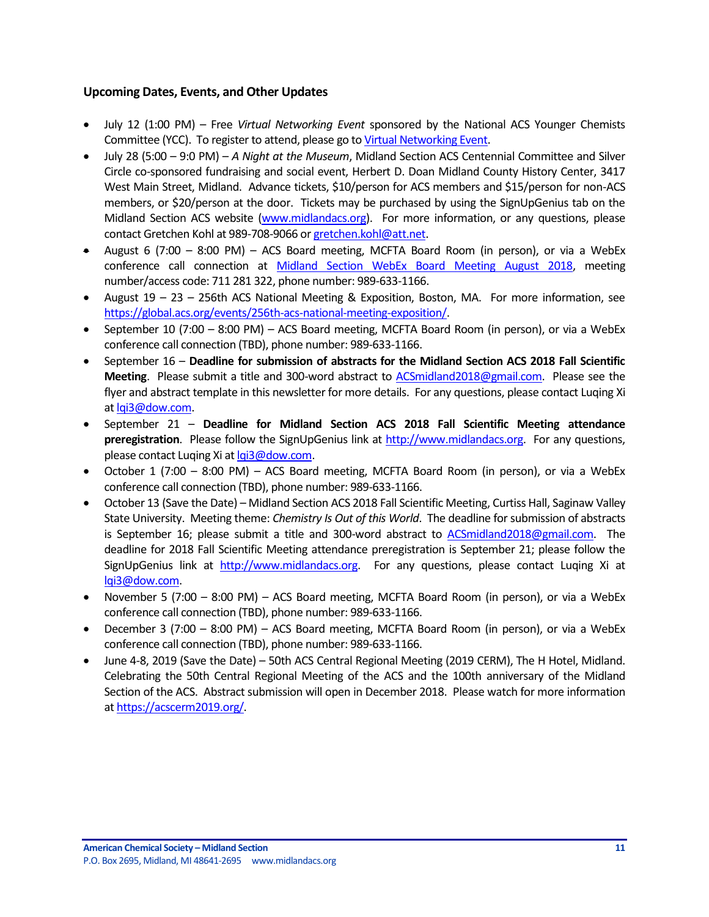### Upcoming Dates, Events, and Other Updates

- July 12 (1:00 PM) – Free *Virtual Networking Event* sponsored by the National ACS Younger Chemists Committee (YCC). To register to attend, please go to Virtual Networking Event.
- July 28 (5:00 – 9:0 PM) – *A Night at the Museum*, Midland Section ACS Centennial Committee and Silver Circle co-sponsored fundraising and social event, Herbert D. Doan Midland County History Center, 3417 West Main Street, Midland. Advance tickets, $10/person for ACS members and $15/person for non-ACS members, or $20/person at the door. Tickets may be purchased by using the SignUpGenius tab on the Midland Section ACS website (www.midlandacs.org). For more information, or any questions, please contact Gretchen Kohl at 989-708-9066 or gretchen.kohl@att.net.
- August 6 (7:00 – 8:00 PM) – ACS Board meeting, MCFTA Board Room (in person), or via a WebEx conference call connection at Midland Section WebEx Board Meeting August 2018, meeting number/access code: 711 281 322, phone number: 989-633-1166.
- August 19 – 23 – 256th ACS National Meeting & Exposition, Boston, MA. For more information, see https://global.acs.org/events/256th-acs-national-meeting-exposition/.
- September 10 (7:00 – 8:00 PM) – ACS Board meeting, MCFTA Board Room (in person), or via a WebEx conference call connection (TBD), phone number: 989-633-1166.
- September 16 – **Deadline for submission of abstracts for the Midland Section ACS 2018 Fall Scientific Meeting**. Please submit a title and 300-word abstract to ACSmidland2018@gmail.com. Please see the flyer and abstract template in this newsletter for more details. For any questions, please contact Luqing Xi at lqi3@dow.com.
- September 21 – **Deadline for Midland Section ACS 2018 Fall Scientific Meeting attendance preregistration**. Please follow the SignUpGenius link at http://www.midlandacs.org. For any questions, please contact Luqing Xi at lqi3@dow.com.
- October 1 (7:00 – 8:00 PM) – ACS Board meeting, MCFTA Board Room (in person), or via a WebEx conference call connection (TBD), phone number: 989-633-1166.
- October 13 (Save the Date) – Midland Section ACS 2018 Fall Scientific Meeting, Curtiss Hall, Saginaw Valley State University. Meeting theme: *Chemistry Is Out of this World*. The deadline for submission of abstracts is September 16; please submit a title and 300-word abstract to ACSmidland2018@gmail.com. The deadline for 2018 Fall Scientific Meeting attendance preregistration is September 21; please follow the SignUpGenius link at http://www.midlandacs.org. For any questions, please contact Luqing Xi at lqi3@dow.com.
- November 5 (7:00 – 8:00 PM) – ACS Board meeting, MCFTA Board Room (in person), or via a WebEx conference call connection (TBD), phone number: 989-633-1166.
- December 3 (7:00 – 8:00 PM) – ACS Board meeting, MCFTA Board Room (in person), or via a WebEx conference call connection (TBD), phone number: 989-633-1166.
- June 4-8, 2019 (Save the Date) – 50th ACS Central Regional Meeting (2019 CERM), The H Hotel, Midland. Celebrating the 50th Central Regional Meeting of the ACS and the 100th anniversary of the Midland Section of the ACS. Abstract submission will open in December 2018. Please watch for more information at https://acscerm2019.org/.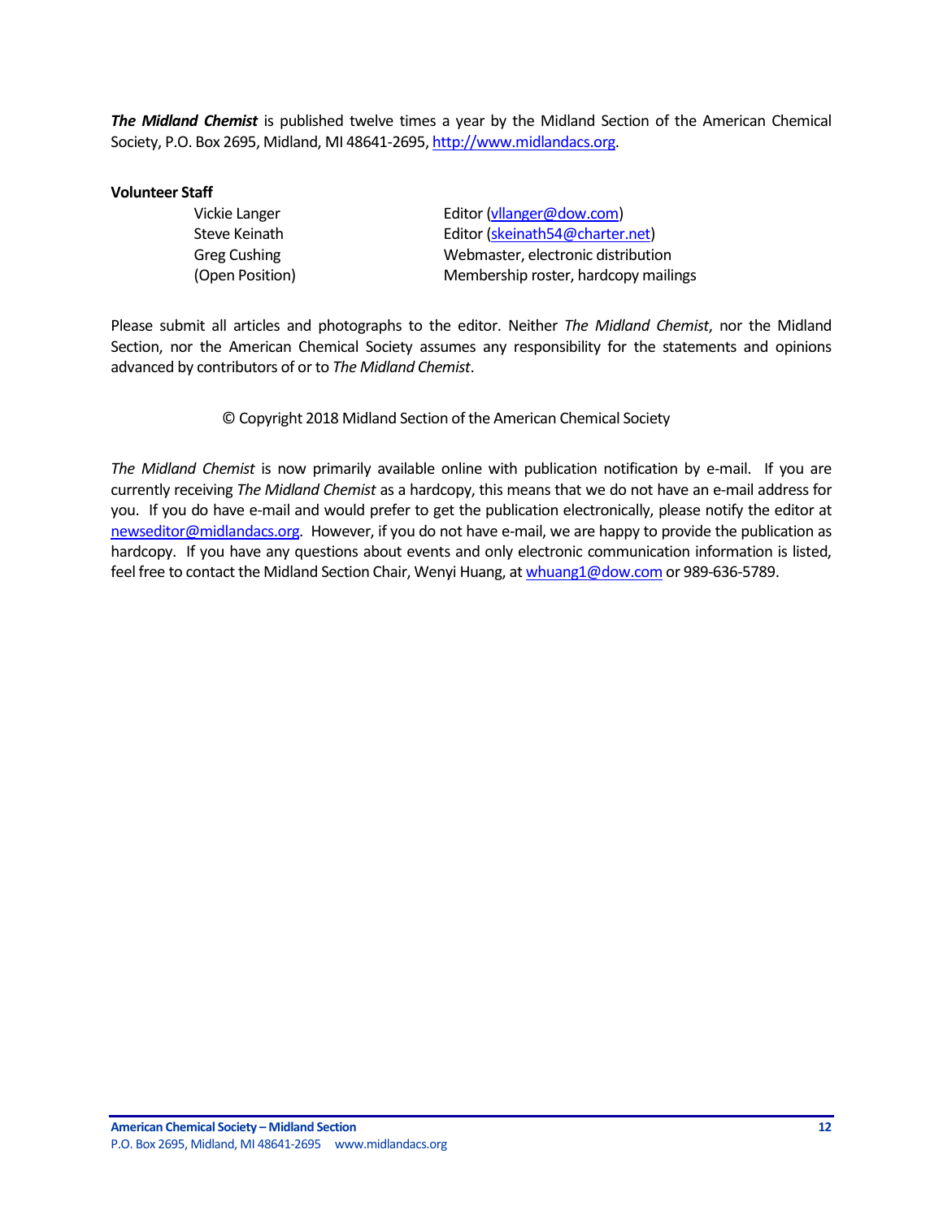***The Midland Chemist*** is published twelve times a year by the Midland Section of the American Chemical Society, P.O. Box 2695, Midland, MI 48641-2695, http://www.midlandacs.org.

**Volunteer Staff**

| | |
|---|---|
| Vickie Langer | Editor (vllanger@dow.com) |
| Steve Keinath | Editor (skeinath54@charter.net) |
| Greg Cushing | Webmaster, electronic distribution |
| (Open Position) | Membership roster, hardcopy mailings |

Please submit all articles and photographs to the editor. Neither *The Midland Chemist*, nor the Midland Section, nor the American Chemical Society assumes any responsibility for the statements and opinions advanced by contributors of or to *The Midland Chemist*.

© Copyright 2018 Midland Section of the American Chemical Society

*The Midland Chemist* is now primarily available online with publication notification by e-mail. If you are currently receiving *The Midland Chemist* as a hardcopy, this means that we do not have an e-mail address for you. If you do have e-mail and would prefer to get the publication electronically, please notify the editor at newseditor@midlandacs.org. However, if you do not have e-mail, we are happy to provide the publication as hardcopy. If you have any questions about events and only electronic communication information is listed, feel free to contact the Midland Section Chair, Wenyi Huang, at whuang1@dow.com or 989-636-5789.